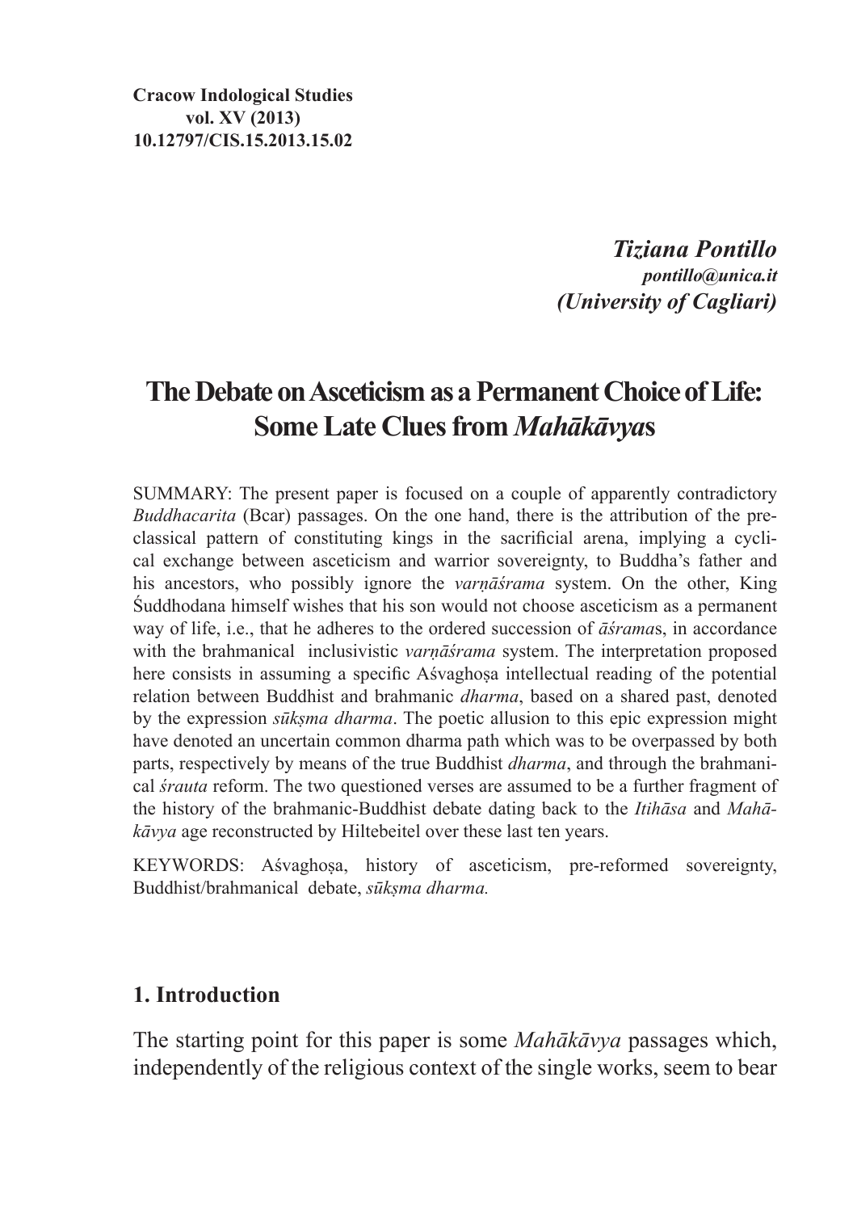**Cracow Indological Studies**
**vol. XV (2013)**
**10.12797/CIS.15.2013.15.02**

***Tiziana Pontillo***
***pontillo@unica.it***
***(University of Cagliari)***

# The Debate on Asceticism as a Permanent Choice of Life: Some Late Clues from *Mahākāvya*s

SUMMARY: The present paper is focused on a couple of apparently contradictory *Buddhacarita* (Bcar) passages. On the one hand, there is the attribution of the preclassical pattern of constituting kings in the sacrificial arena, implying a cyclical exchange between asceticism and warrior sovereignty, to Buddha's father and his ancestors, who possibly ignore the *varṇāśrama* system. On the other, King Śuddhodana himself wishes that his son would not choose asceticism as a permanent way of life, i.e., that he adheres to the ordered succession of *āśrama*s, in accordance with the brahmanical inclusivistic *varṇāśrama* system. The interpretation proposed here consists in assuming a specific Aśvaghoṣa intellectual reading of the potential relation between Buddhist and brahmanic *dharma*, based on a shared past, denoted by the expression *sūkṣma dharma*. The poetic allusion to this epic expression might have denoted an uncertain common dharma path which was to be overpassed by both parts, respectively by means of the true Buddhist *dharma*, and through the brahmanical *śrauta* reform. The two questioned verses are assumed to be a further fragment of the history of the brahmanic-Buddhist debate dating back to the *Itihāsa* and *Mahākāvya* age reconstructed by Hiltebeitel over these last ten years.

KEYWORDS: Aśvaghoṣa, history of asceticism, pre-reformed sovereignty, Buddhist/brahmanical debate, *sūkṣma dharma.*

## 1. Introduction

The starting point for this paper is some *Mahākāvya* passages which, independently of the religious context of the single works, seem to bear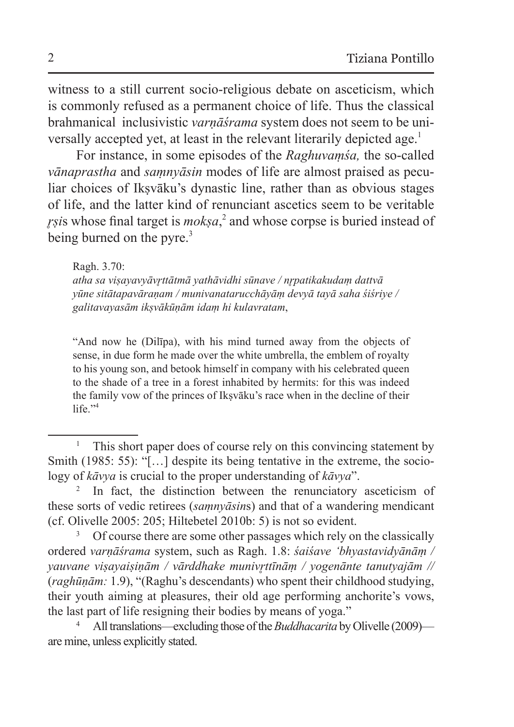witness to a still current socio-religious debate on asceticism, which is commonly refused as a permanent choice of life. Thus the classical brahmanical inclusivistic *varṇāśrama* system does not seem to be universally accepted yet, at least in the relevant literarily depicted age.[1]

For instance, in some episodes of the *Raghuvaṃśa,* the so-called *vānaprastha* and *saṃnyāsin* modes of life are almost praised as peculiar choices of Ikṣvāku's dynastic line, rather than as obvious stages of life, and the latter kind of renunciant ascetics seem to be veritable *ṛṣi*s whose final target is *mokṣa*,[2] and whose corpse is buried instead of being burned on the pyre.[3]

> Ragh. 3.70:
> *atha sa viṣayavyāvṛttātmā yathāvidhi sūnave / nṛpatikakudaṃ dattvā yūne sitātapavāraṇam / munivanatarucchāyāṃ devyā tayā saha śiśriye / galitavayasām ikṣvākūṇām idaṃ hi kulavratam*,
>
> "And now he (Dilīpa), with his mind turned away from the objects of sense, in due form he made over the white umbrella, the emblem of royalty to his young son, and betook himself in company with his celebrated queen to the shade of a tree in a forest inhabited by hermits: for this was indeed the family vow of the princes of Ikṣvāku's race when in the decline of their life."[4]

---

[1] This short paper does of course rely on this convincing statement by Smith (1985: 55): "[…] despite its being tentative in the extreme, the sociology of *kāvya* is crucial to the proper understanding of *kāvya*".

[2] In fact, the distinction between the renunciatory asceticism of these sorts of vedic retirees (*saṃnyāsin*s) and that of a wandering mendicant (cf. Olivelle 2005: 205; Hiltebetel 2010b: 5) is not so evident.

[3] Of course there are some other passages which rely on the classically ordered *varṇāśrama* system, such as Ragh. 1.8: *śaiśave 'bhyastavidyānāṃ / yauvane viṣayaiṣiṇām / vārddhake munivṛttīnāṃ / yogenānte tanutyajām //* (*raghūṇām:* 1.9), "(Raghu's descendants) who spent their childhood studying, their youth aiming at pleasures, their old age performing anchorite's vows, the last part of life resigning their bodies by means of yoga."

[4] All translations—excluding those of the *Buddhacarita* by Olivelle (2009)—are mine, unless explicitly stated.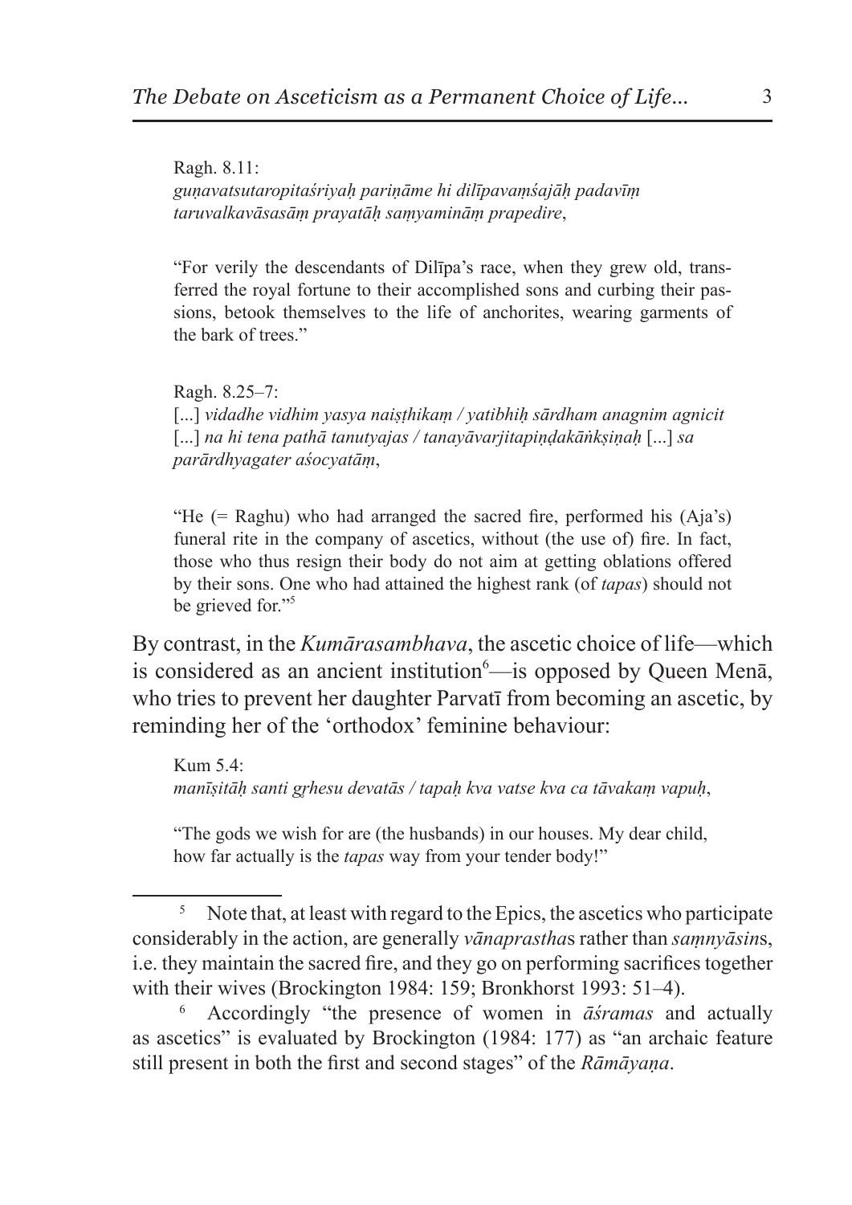Ragh. 8.11:
*guṇavatsutaropitaśriyaḥ pariṇāme hi dilīpavaṃśajāḥ padavīṃ taruvalkavāsasāṃ prayatāḥ saṃyaminām prapedire*,

"For verily the descendants of Dilīpa's race, when they grew old, transferred the royal fortune to their accomplished sons and curbing their passions, betook themselves to the life of anchorites, wearing garments of the bark of trees."

Ragh. 8.25–7:
[...] *vidadhe vidhim yasya naiṣṭhikaṃ / yatibhiḥ sārdham anagnim agnicit* [...] *na hi tena pathā tanutyajas / tanayāvarjitapiṇḍakāṅkṣiṇaḥ* [...] *sa parārdhyagater aśocyatāṃ*,

"He (= Raghu) who had arranged the sacred fire, performed his (Aja's) funeral rite in the company of ascetics, without (the use of) fire. In fact, those who thus resign their body do not aim at getting oblations offered by their sons. One who had attained the highest rank (of *tapas*) should not be grieved for."[5]

By contrast, in the *Kumārasambhava*, the ascetic choice of life—which is considered as an ancient institution[6]—is opposed by Queen Menā, who tries to prevent her daughter Parvatī from becoming an ascetic, by reminding her of the 'orthodox' feminine behaviour:

Kum 5.4:
*manīṣitāḥ santi gṛhesu devatās / tapaḥ kva vatse kva ca tāvakaṃ vapuḥ*,

"The gods we wish for are (the husbands) in our houses. My dear child, how far actually is the *tapas* way from your tender body!"

---

[5] Note that, at least with regard to the Epics, the ascetics who participate considerably in the action, are generally *vānaprastha*s rather than *saṃnyāsin*s, i.e. they maintain the sacred fire, and they go on performing sacrifices together with their wives (Brockington 1984: 159; Bronkhorst 1993: 51–4).

[6] Accordingly "the presence of women in *āśramas* and actually as ascetics" is evaluated by Brockington (1984: 177) as "an archaic feature still present in both the first and second stages" of the *Rāmāyaṇa*.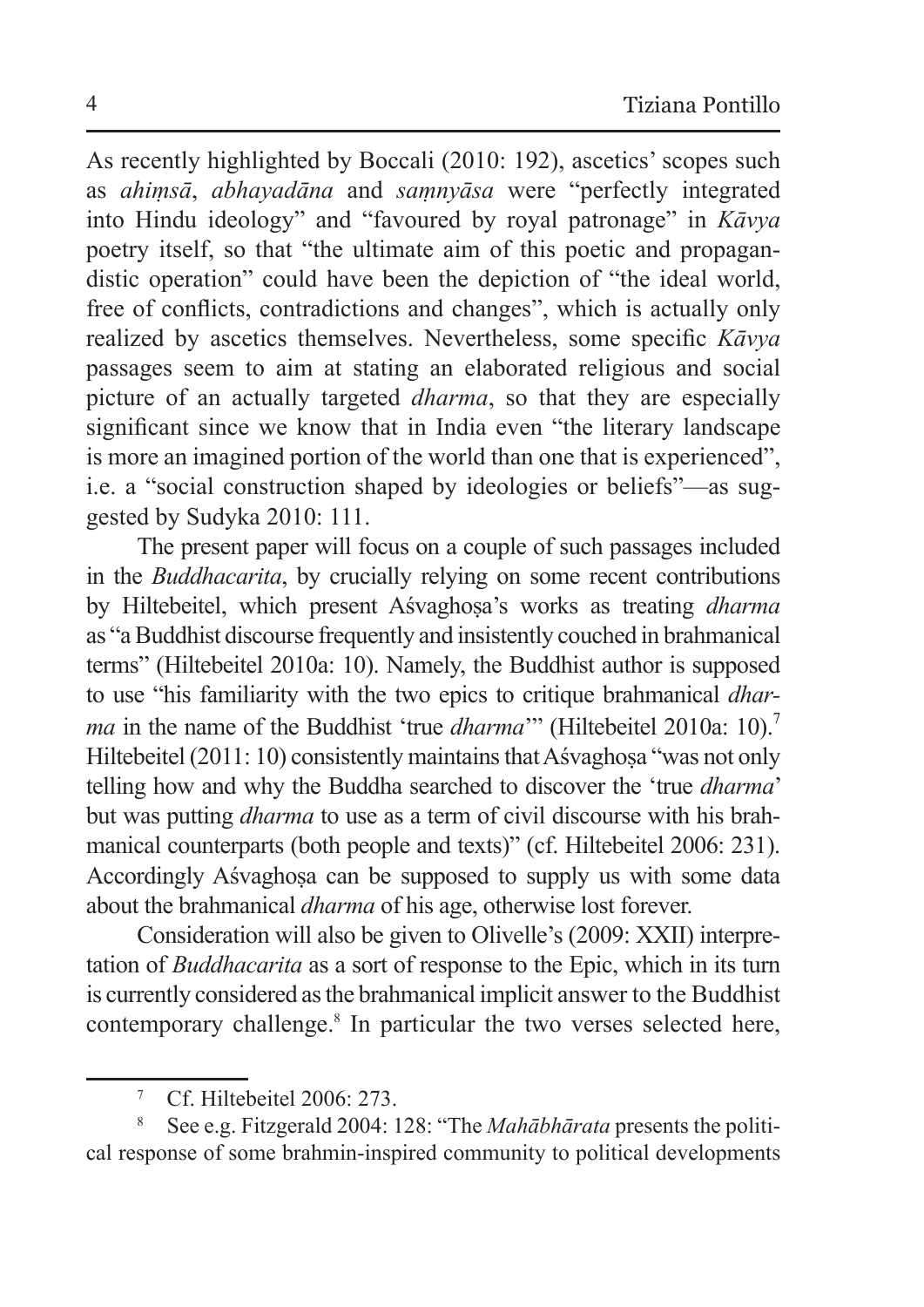As recently highlighted by Boccali (2010: 192), ascetics' scopes such as *ahiṃsā*, *abhayadāna* and *saṃnyāsa* were "perfectly integrated into Hindu ideology" and "favoured by royal patronage" in *Kāvya* poetry itself, so that "the ultimate aim of this poetic and propagandistic operation" could have been the depiction of "the ideal world, free of conflicts, contradictions and changes", which is actually only realized by ascetics themselves. Nevertheless, some specific *Kāvya* passages seem to aim at stating an elaborated religious and social picture of an actually targeted *dharma*, so that they are especially significant since we know that in India even "the literary landscape is more an imagined portion of the world than one that is experienced", i.e. a "social construction shaped by ideologies or beliefs"—as suggested by Sudyka 2010: 111.

The present paper will focus on a couple of such passages included in the *Buddhacarita*, by crucially relying on some recent contributions by Hiltebeitel, which present Aśvaghoṣa's works as treating *dharma* as "a Buddhist discourse frequently and insistently couched in brahmanical terms" (Hiltebeitel 2010a: 10). Namely, the Buddhist author is supposed to use "his familiarity with the two epics to critique brahmanical *dharma* in the name of the Buddhist 'true *dharma*'" (Hiltebeitel 2010a: 10).[7] Hiltebeitel (2011: 10) consistently maintains that Aśvaghoṣa "was not only telling how and why the Buddha searched to discover the 'true *dharma*' but was putting *dharma* to use as a term of civil discourse with his brahmanical counterparts (both people and texts)" (cf. Hiltebeitel 2006: 231). Accordingly Aśvaghoṣa can be supposed to supply us with some data about the brahmanical *dharma* of his age, otherwise lost forever.

Consideration will also be given to Olivelle's (2009: XXII) interpretation of *Buddhacarita* as a sort of response to the Epic, which in its turn is currently considered as the brahmanical implicit answer to the Buddhist contemporary challenge.[8] In particular the two verses selected here,

---

[7] Cf. Hiltebeitel 2006: 273.

[8] See e.g. Fitzgerald 2004: 128: "The *Mahābhārata* presents the political response of some brahmin-inspired community to political developments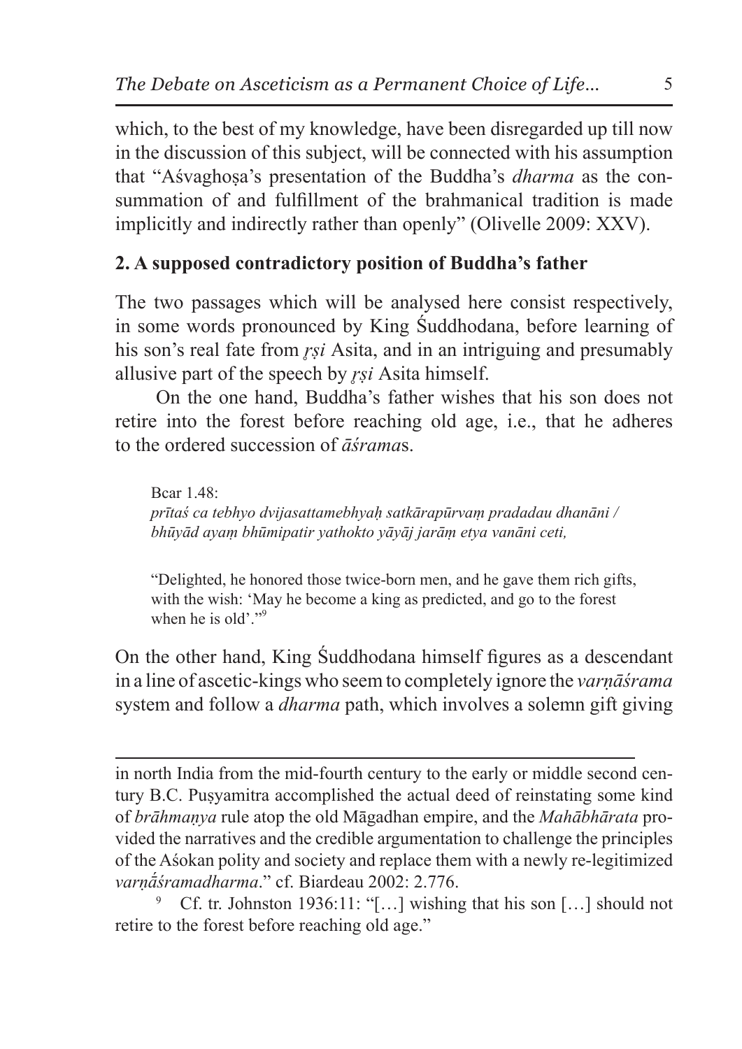which, to the best of my knowledge, have been disregarded up till now in the discussion of this subject, will be connected with his assumption that "Aśvaghoṣa's presentation of the Buddha's *dharma* as the consummation of and fulfillment of the brahmanical tradition is made implicitly and indirectly rather than openly" (Olivelle 2009: XXV).

## 2. A supposed contradictory position of Buddha's father

The two passages which will be analysed here consist respectively, in some words pronounced by King Śuddhodana, before learning of his son's real fate from *ṛṣi* Asita, and in an intriguing and presumably allusive part of the speech by *ṛṣi* Asita himself.

On the one hand, Buddha's father wishes that his son does not retire into the forest before reaching old age, i.e., that he adheres to the ordered succession of *āśrama*s.

> Bcar 1.48:
> *prītaś ca tebhyo dvijasattamebhyaḥ satkārapūrvaṃ pradadau dhanāni /*
> *bhūyād ayaṃ bhūmipatir yathokto yāyāj jarāṃ etya vanāni ceti,*
>
> "Delighted, he honored those twice-born men, and he gave them rich gifts, with the wish: 'May he become a king as predicted, and go to the forest when he is old'."[9]

On the other hand, King Śuddhodana himself figures as a descendant in a line of ascetic-kings who seem to completely ignore the *varṇāśrama* system and follow a *dharma* path, which involves a solemn gift giving

---

in north India from the mid-fourth century to the early or middle second century B.C. Puṣyamitra accomplished the actual deed of reinstating some kind of *brāhmaṇya* rule atop the old Māgadhan empire, and the *Mahābhārata* provided the narratives and the credible argumentation to challenge the principles of the Aśokan polity and society and replace them with a newly re-legitimized *varṇā́śramadharma*." cf. Biardeau 2002: 2.776.

[9] Cf. tr. Johnston 1936:11: "[…] wishing that his son […] should not retire to the forest before reaching old age."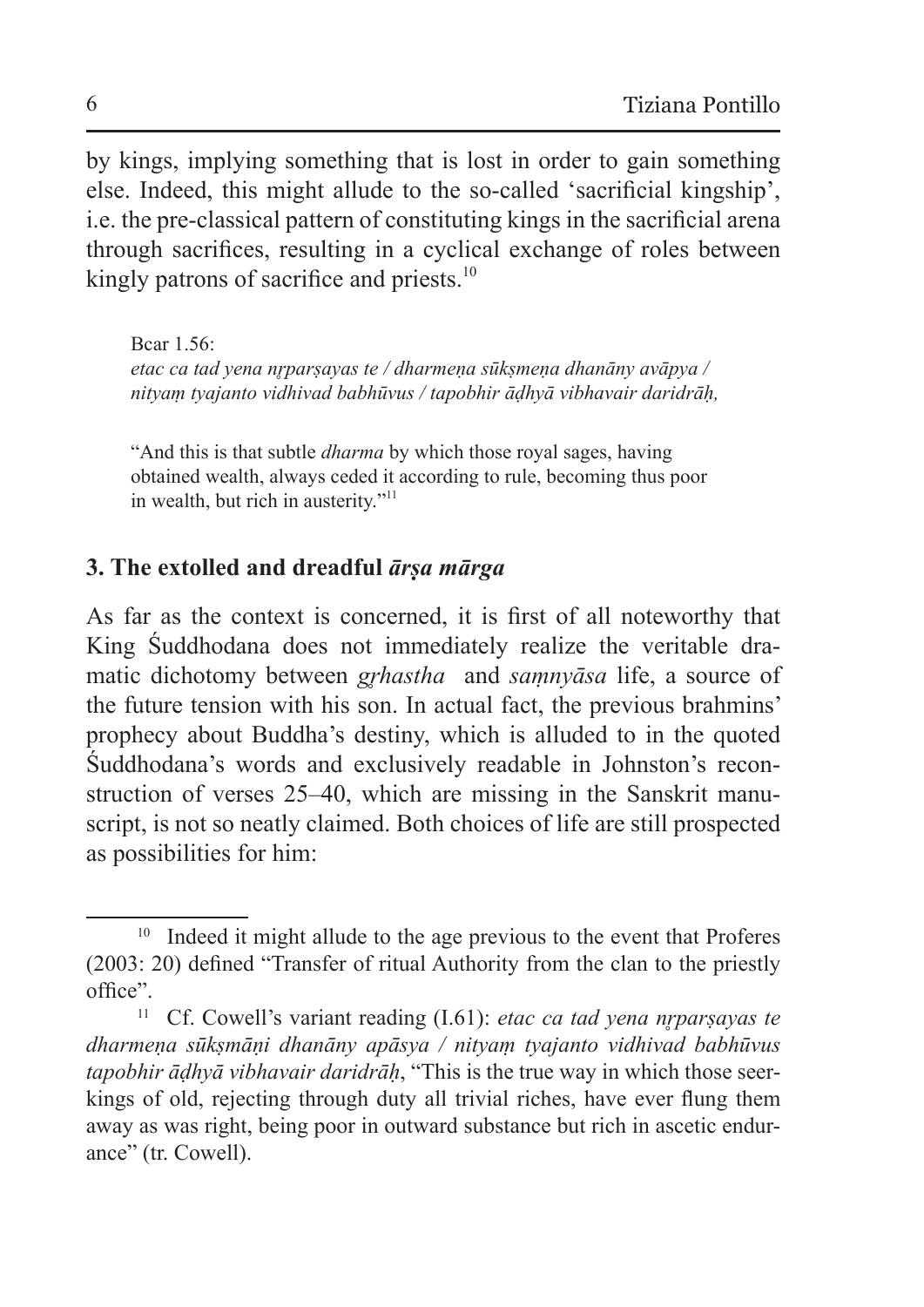by kings, implying something that is lost in order to gain something else. Indeed, this might allude to the so-called 'sacrificial kingship', i.e. the pre-classical pattern of constituting kings in the sacrificial arena through sacrifices, resulting in a cyclical exchange of roles between kingly patrons of sacrifice and priests.[10]

> Bcar 1.56:
> *etac ca tad yena nṛparṣayas te / dharmeṇa sūkṣmeṇa dhanāny avāpya / nityaṃ tyajanto vidhivad babhūvus / tapobhir āḍhyā vibhavair daridrāḥ,*
>
> "And this is that subtle *dharma* by which those royal sages, having obtained wealth, always ceded it according to rule, becoming thus poor in wealth, but rich in austerity."[11]

## 3. The extolled and dreadful *ārṣa mārga*

As far as the context is concerned, it is first of all noteworthy that King Śuddhodana does not immediately realize the veritable dramatic dichotomy between *gṛhastha* and *saṃnyāsa* life, a source of the future tension with his son. In actual fact, the previous brahmins' prophecy about Buddha's destiny, which is alluded to in the quoted Śuddhodana's words and exclusively readable in Johnston's reconstruction of verses 25–40, which are missing in the Sanskrit manuscript, is not so neatly claimed. Both choices of life are still prospected as possibilities for him:

---

[10] Indeed it might allude to the age previous to the event that Proferes (2003: 20) defined "Transfer of ritual Authority from the clan to the priestly office".

[11] Cf. Cowell's variant reading (I.61): *etac ca tad yena nṛparṣayas te dharmeṇa sūkṣmāṇi dhanāny apāsya / nityaṃ tyajanto vidhivad babhūvus tapobhir āḍhyā vibhavair daridrāḥ*, "This is the true way in which those seer-kings of old, rejecting through duty all trivial riches, have ever flung them away as was right, being poor in outward substance but rich in ascetic endurance" (tr. Cowell).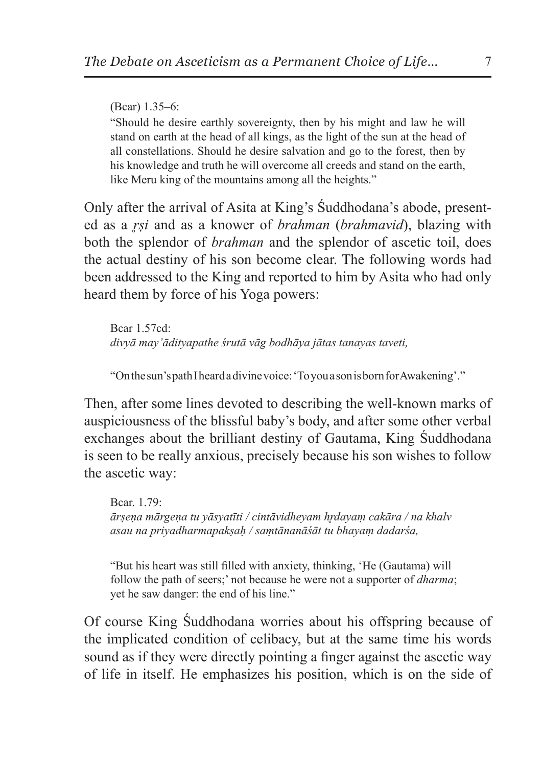(Bcar) 1.35–6:

"Should he desire earthly sovereignty, then by his might and law he will stand on earth at the head of all kings, as the light of the sun at the head of all constellations. Should he desire salvation and go to the forest, then by his knowledge and truth he will overcome all creeds and stand on the earth, like Meru king of the mountains among all the heights."

Only after the arrival of Asita at King's Śuddhodana's abode, presented as a *ṛṣi* and as a knower of *brahman* (*brahmavid*), blazing with both the splendor of *brahman* and the splendor of ascetic toil, does the actual destiny of his son become clear. The following words had been addressed to the King and reported to him by Asita who had only heard them by force of his Yoga powers:

Bcar 1.57cd:
*divyā may'ādityapathe śrutā vāg bodhāya jātas tanayas taveti,*

"On the sun's path I heard a divine voice: 'To you a son is born for Awakening'."

Then, after some lines devoted to describing the well-known marks of auspiciousness of the blissful baby's body, and after some other verbal exchanges about the brilliant destiny of Gautama, King Śuddhodana is seen to be really anxious, precisely because his son wishes to follow the ascetic way:

Bcar. 1.79:
*ārṣeṇa mārgeṇa tu yāsyatīti / cintāvidheyam hṛdayaṃ cakāra / na khalv asau na priyadharmapakṣaḥ / saṃtānanāśāt tu bhayaṃ dadarśa,*

"But his heart was still filled with anxiety, thinking, 'He (Gautama) will follow the path of seers;' not because he were not a supporter of *dharma*; yet he saw danger: the end of his line."

Of course King Śuddhodana worries about his offspring because of the implicated condition of celibacy, but at the same time his words sound as if they were directly pointing a finger against the ascetic way of life in itself. He emphasizes his position, which is on the side of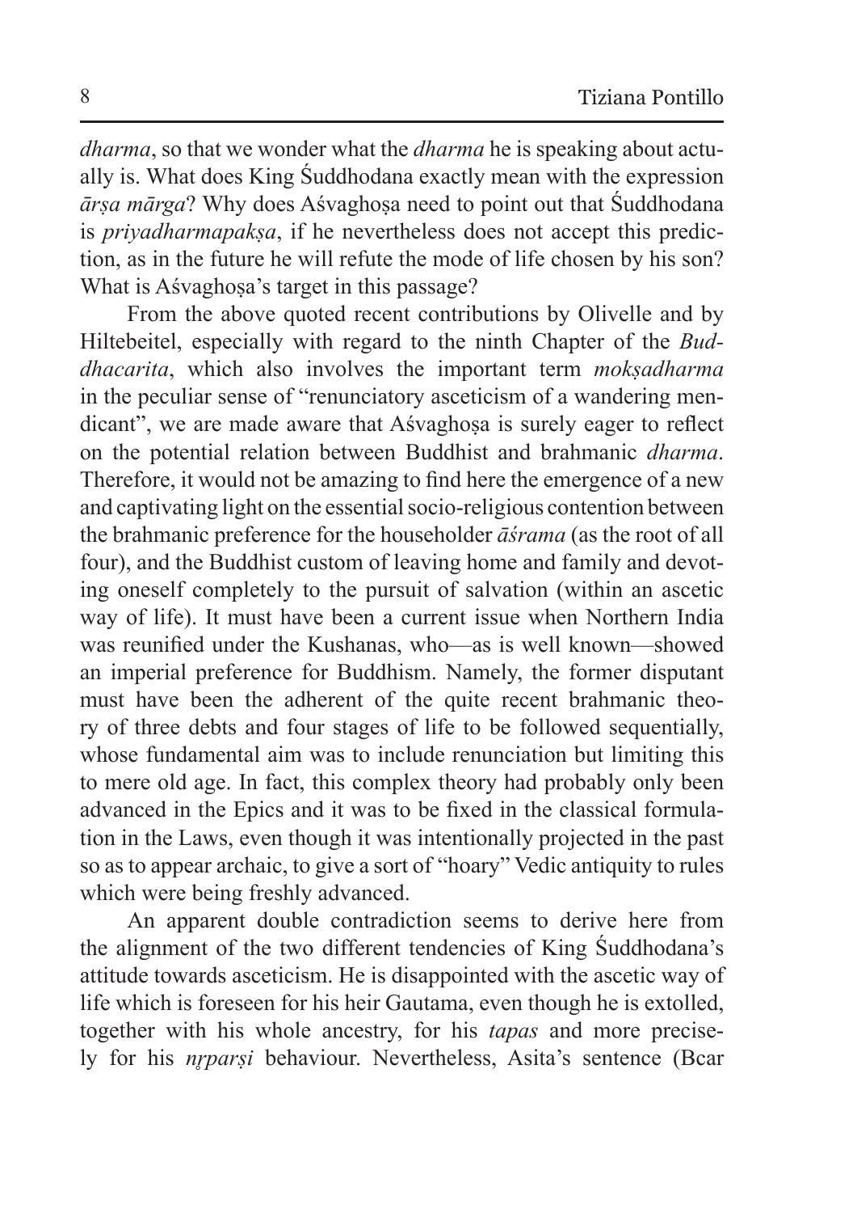*dharma*, so that we wonder what the *dharma* he is speaking about actually is. What does King Śuddhodana exactly mean with the expression *ārṣa mārga*? Why does Aśvaghoṣa need to point out that Śuddhodana is *priyadharmapakṣa*, if he nevertheless does not accept this prediction, as in the future he will refute the mode of life chosen by his son? What is Aśvaghoṣa's target in this passage?

From the above quoted recent contributions by Olivelle and by Hiltebeitel, especially with regard to the ninth Chapter of the *Buddhacarita*, which also involves the important term *mokṣadharma* in the peculiar sense of "renunciatory asceticism of a wandering mendicant", we are made aware that Aśvaghoṣa is surely eager to reflect on the potential relation between Buddhist and brahmanic *dharma*. Therefore, it would not be amazing to find here the emergence of a new and captivating light on the essential socio-religious contention between the brahmanic preference for the householder *āśrama* (as the root of all four), and the Buddhist custom of leaving home and family and devoting oneself completely to the pursuit of salvation (within an ascetic way of life). It must have been a current issue when Northern India was reunified under the Kushanas, who—as is well known—showed an imperial preference for Buddhism. Namely, the former disputant must have been the adherent of the quite recent brahmanic theory of three debts and four stages of life to be followed sequentially, whose fundamental aim was to include renunciation but limiting this to mere old age. In fact, this complex theory had probably only been advanced in the Epics and it was to be fixed in the classical formulation in the Laws, even though it was intentionally projected in the past so as to appear archaic, to give a sort of "hoary" Vedic antiquity to rules which were being freshly advanced.

An apparent double contradiction seems to derive here from the alignment of the two different tendencies of King Śuddhodana's attitude towards asceticism. He is disappointed with the ascetic way of life which is foreseen for his heir Gautama, even though he is extolled, together with his whole ancestry, for his *tapas* and more precisely for his *nṛparṣi* behaviour. Nevertheless, Asita's sentence (Bcar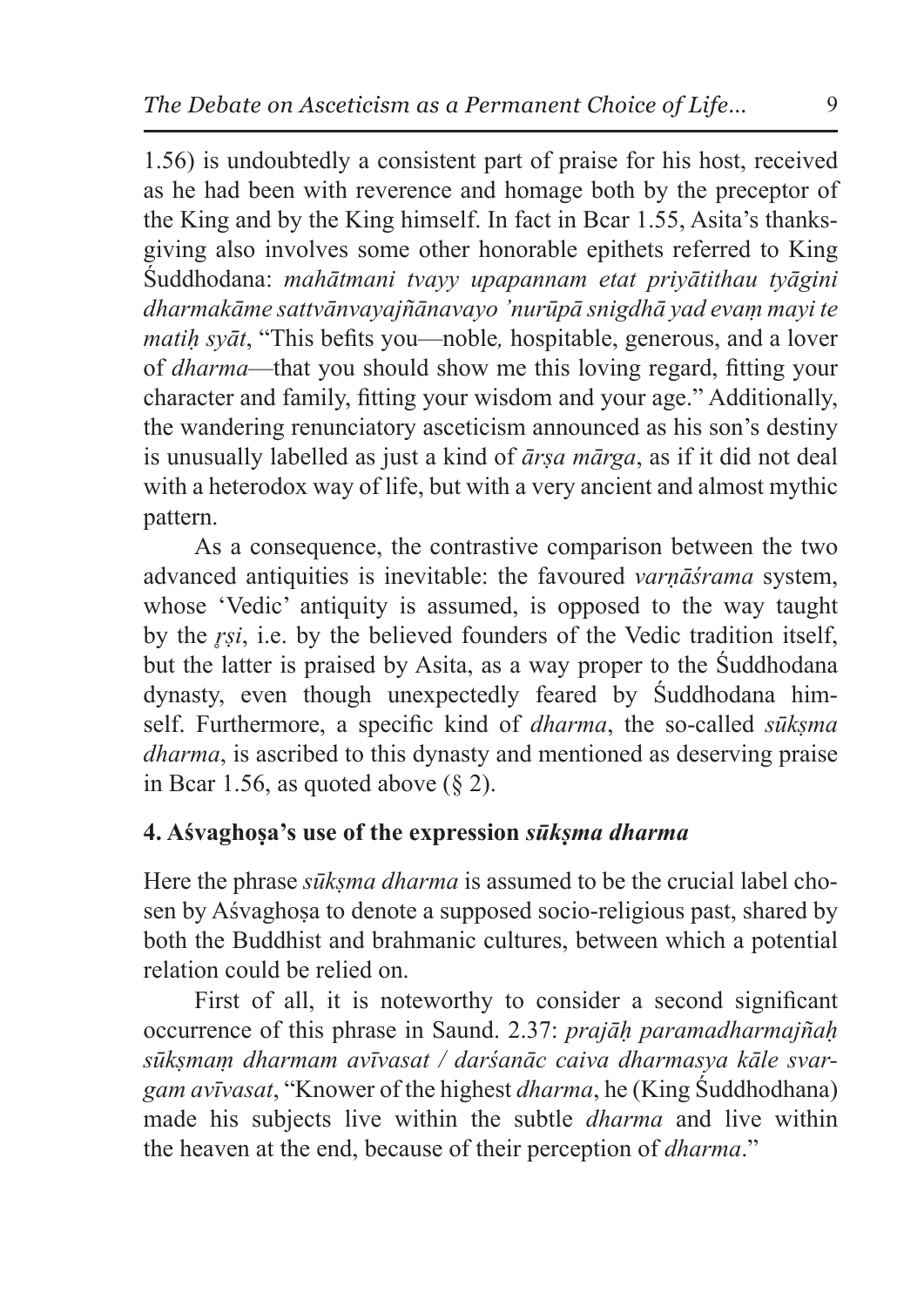1.56) is undoubtedly a consistent part of praise for his host, received as he had been with reverence and homage both by the preceptor of the King and by the King himself. In fact in Bcar 1.55, Asita's thanksgiving also involves some other honorable epithets referred to King Śuddhodana: *mahātmani tvayy upapannam etat priyātithau tyāgini dharmakāme sattvānvayajñānavayo 'nurūpā snigdhā yad evaṃ mayi te matiḥ syāt*, "This befits you—noble*,* hospitable, generous, and a lover of *dharma*—that you should show me this loving regard, fitting your character and family, fitting your wisdom and your age." Additionally, the wandering renunciatory asceticism announced as his son's destiny is unusually labelled as just a kind of *ārṣa mārga*, as if it did not deal with a heterodox way of life, but with a very ancient and almost mythic pattern.

As a consequence, the contrastive comparison between the two advanced antiquities is inevitable: the favoured *varṇāśrama* system, whose 'Vedic' antiquity is assumed, is opposed to the way taught by the *ṛṣi*, i.e. by the believed founders of the Vedic tradition itself, but the latter is praised by Asita, as a way proper to the Śuddhodana dynasty, even though unexpectedly feared by Śuddhodana himself. Furthermore, a specific kind of *dharma*, the so-called *sūkṣma dharma*, is ascribed to this dynasty and mentioned as deserving praise in Bcar 1.56, as quoted above (§ 2).

## 4. Aśvaghoṣa's use of the expression *sūkṣma dharma*

Here the phrase *sūkṣma dharma* is assumed to be the crucial label chosen by Aśvaghoṣa to denote a supposed socio-religious past, shared by both the Buddhist and brahmanic cultures, between which a potential relation could be relied on.

First of all, it is noteworthy to consider a second significant occurrence of this phrase in Saund. 2.37: *prajāḥ paramadharmajñaḥ sūkṣmaṃ dharmam avīvasat / darśanāc caiva dharmasya kāle svargam avīvasat*, "Knower of the highest *dharma*, he (King Śuddhodhana) made his subjects live within the subtle *dharma* and live within the heaven at the end, because of their perception of *dharma*."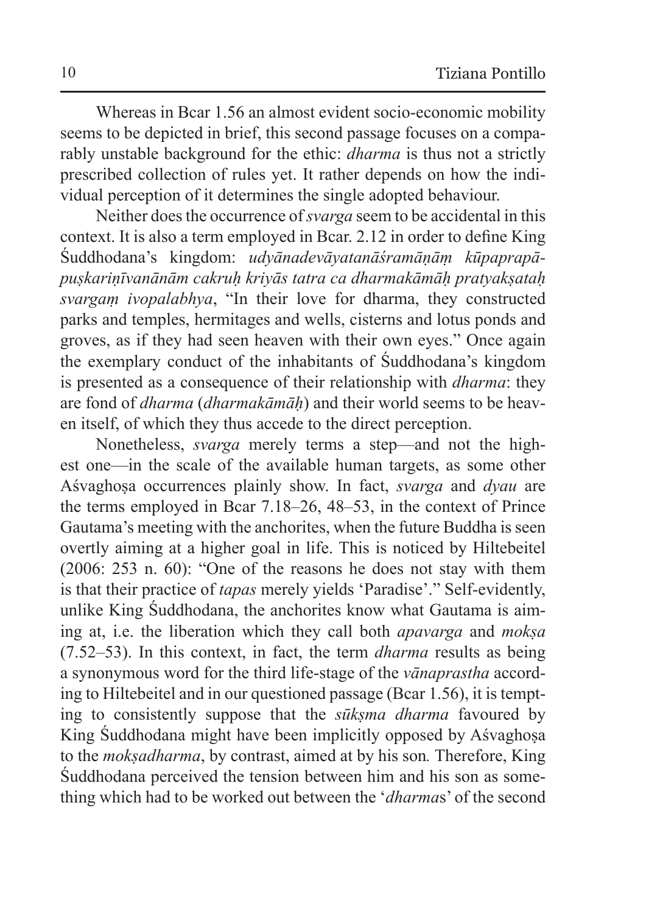Whereas in Bcar 1.56 an almost evident socio-economic mobility seems to be depicted in brief, this second passage focuses on a comparably unstable background for the ethic: *dharma* is thus not a strictly prescribed collection of rules yet. It rather depends on how the individual perception of it determines the single adopted behaviour.

Neither does the occurrence of *svarga* seem to be accidental in this context. It is also a term employed in Bcar. 2.12 in order to define King Śuddhodana's kingdom: *udyānadevāyatanāśramāṇāṃ kūpaprapāpuṣkariṇīvanānām cakruḥ kriyās tatra ca dharmakāmāḥ pratyakṣataḥ svargaṃ ivopalabhya*, "In their love for dharma, they constructed parks and temples, hermitages and wells, cisterns and lotus ponds and groves, as if they had seen heaven with their own eyes." Once again the exemplary conduct of the inhabitants of Śuddhodana's kingdom is presented as a consequence of their relationship with *dharma*: they are fond of *dharma* (*dharmakāmāḥ*) and their world seems to be heaven itself, of which they thus accede to the direct perception.

Nonetheless, *svarga* merely terms a step—and not the highest one—in the scale of the available human targets, as some other Aśvaghoṣa occurrences plainly show. In fact, *svarga* and *dyau* are the terms employed in Bcar 7.18–26, 48–53, in the context of Prince Gautama's meeting with the anchorites, when the future Buddha is seen overtly aiming at a higher goal in life. This is noticed by Hiltebeitel (2006: 253 n. 60): "One of the reasons he does not stay with them is that their practice of *tapas* merely yields 'Paradise'." Self-evidently, unlike King Śuddhodana, the anchorites know what Gautama is aiming at, i.e. the liberation which they call both *apavarga* and *mokṣa* (7.52–53). In this context, in fact, the term *dharma* results as being a synonymous word for the third life-stage of the *vānaprastha* according to Hiltebeitel and in our questioned passage (Bcar 1.56), it is tempting to consistently suppose that the *sūkṣma dharma* favoured by King Śuddhodana might have been implicitly opposed by Aśvaghoṣa to the *mokṣadharma*, by contrast, aimed at by his son. Therefore, King Śuddhodana perceived the tension between him and his son as something which had to be worked out between the '*dharma*s' of the second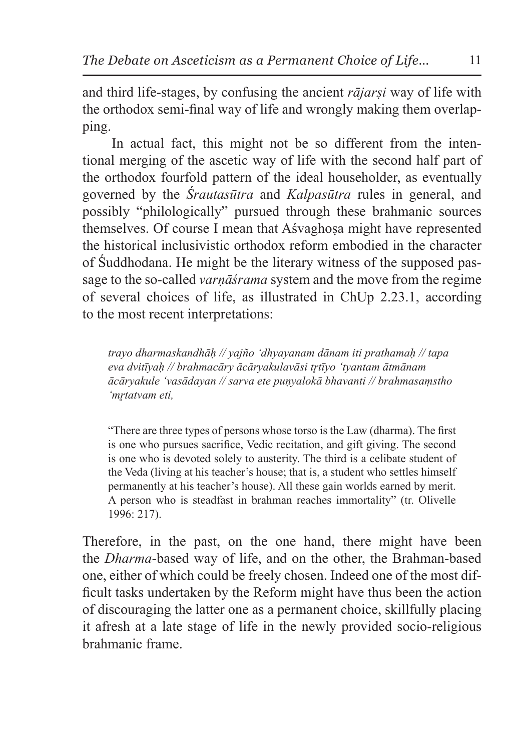and third life-stages, by confusing the ancient *rājarṣi* way of life with the orthodox semi-final way of life and wrongly making them overlapping.

In actual fact, this might not be so different from the intentional merging of the ascetic way of life with the second half part of the orthodox fourfold pattern of the ideal householder, as eventually governed by the *Śrautasūtra* and *Kalpasūtra* rules in general, and possibly "philologically" pursued through these brahmanic sources themselves. Of course I mean that Aśvaghoṣa might have represented the historical inclusivistic orthodox reform embodied in the character of Śuddhodana. He might be the literary witness of the supposed passage to the so-called *varṇāśrama* system and the move from the regime of several choices of life, as illustrated in ChUp 2.23.1, according to the most recent interpretations:

> *trayo dharmaskandhāḥ // yajño 'dhyayanam dānam iti prathamaḥ // tapa eva dvitīyaḥ // brahmacāry ācāryakulavāsi tṛtīyo 'tyantam ātmānam ācāryakule 'vasādayan // sarva ete puṇyalokā bhavanti // brahmasaṃstho 'mṛtatvam eti,*
>
> "There are three types of persons whose torso is the Law (dharma). The first is one who pursues sacrifice, Vedic recitation, and gift giving. The second is one who is devoted solely to austerity. The third is a celibate student of the Veda (living at his teacher's house; that is, a student who settles himself permanently at his teacher's house). All these gain worlds earned by merit. A person who is steadfast in brahman reaches immortality" (tr. Olivelle 1996: 217).

Therefore, in the past, on the one hand, there might have been the *Dharma*-based way of life, and on the other, the Brahman-based one, either of which could be freely chosen. Indeed one of the most difficult tasks undertaken by the Reform might have thus been the action of discouraging the latter one as a permanent choice, skillfully placing it afresh at a late stage of life in the newly provided socio-religious brahmanic frame.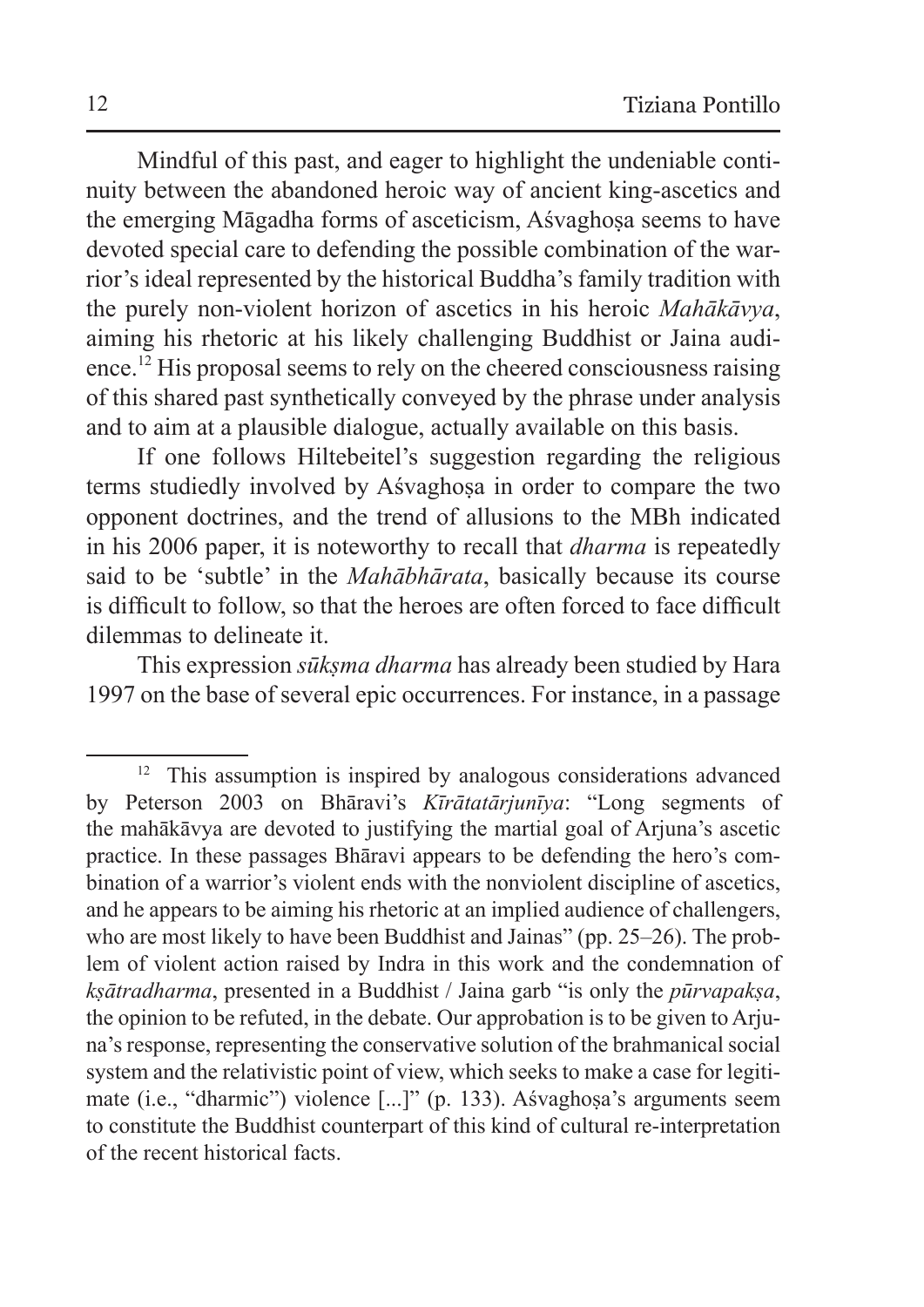Mindful of this past, and eager to highlight the undeniable continuity between the abandoned heroic way of ancient king-ascetics and the emerging Māgadha forms of asceticism, Aśvaghoṣa seems to have devoted special care to defending the possible combination of the warrior's ideal represented by the historical Buddha's family tradition with the purely non-violent horizon of ascetics in his heroic *Mahākāvya*, aiming his rhetoric at his likely challenging Buddhist or Jaina audience.[12] His proposal seems to rely on the cheered consciousness raising of this shared past synthetically conveyed by the phrase under analysis and to aim at a plausible dialogue, actually available on this basis.

If one follows Hiltebeitel's suggestion regarding the religious terms studiedly involved by Aśvaghoṣa in order to compare the two opponent doctrines, and the trend of allusions to the MBh indicated in his 2006 paper, it is noteworthy to recall that *dharma* is repeatedly said to be 'subtle' in the *Mahābhārata*, basically because its course is difficult to follow, so that the heroes are often forced to face difficult dilemmas to delineate it.

This expression *sūkṣma dharma* has already been studied by Hara 1997 on the base of several epic occurrences. For instance, in a passage

---

[12] This assumption is inspired by analogous considerations advanced by Peterson 2003 on Bhāravi's *Kīrātatārjunīya*: "Long segments of the mahākāvya are devoted to justifying the martial goal of Arjuna's ascetic practice. In these passages Bhāravi appears to be defending the hero's combination of a warrior's violent ends with the nonviolent discipline of ascetics, and he appears to be aiming his rhetoric at an implied audience of challengers, who are most likely to have been Buddhist and Jainas" (pp. 25–26). The problem of violent action raised by Indra in this work and the condemnation of *kṣātradharma*, presented in a Buddhist / Jaina garb "is only the *pūrvapakṣa*, the opinion to be refuted, in the debate. Our approbation is to be given to Arjuna's response, representing the conservative solution of the brahmanical social system and the relativistic point of view, which seeks to make a case for legitimate (i.e., "dharmic") violence [...]" (p. 133). Aśvaghoṣa's arguments seem to constitute the Buddhist counterpart of this kind of cultural re-interpretation of the recent historical facts.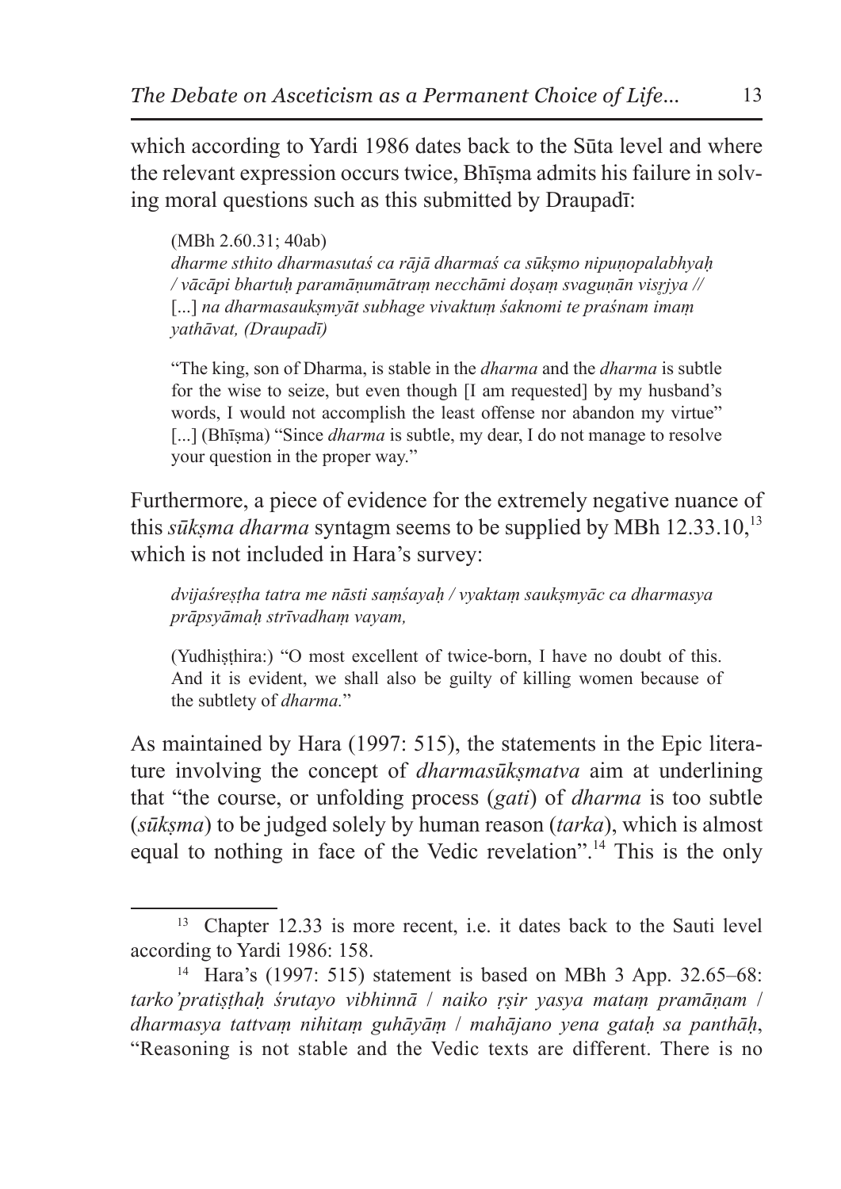which according to Yardi 1986 dates back to the Sūta level and where the relevant expression occurs twice, Bhīṣma admits his failure in solving moral questions such as this submitted by Draupadī:

> (MBh 2.60.31; 40ab)
> *dharme sthito dharmasutaś ca rājā dharmaś ca sūkṣmo nipuṇopalabhyaḥ / vācāpi bhartuḥ paramāṇumātraṃ necchāmi doṣaṃ svaguṇān visṛjya //* [...] *na dharmasaukṣmyāt subhage vivaktuṃ śaknomi te praśnam imaṃ yathāvat, (Draupadī)*
>
> "The king, son of Dharma, is stable in the *dharma* and the *dharma* is subtle for the wise to seize, but even though [I am requested] by my husband's words, I would not accomplish the least offense nor abandon my virtue" [...] (Bhīṣma) "Since *dharma* is subtle, my dear, I do not manage to resolve your question in the proper way."

Furthermore, a piece of evidence for the extremely negative nuance of this *sūkṣma dharma* syntagm seems to be supplied by MBh 12.33.10,[13] which is not included in Hara's survey:

> *dvijaśreṣṭha tatra me nāsti saṃśayaḥ / vyaktaṃ saukṣmyāc ca dharmasya prāpsyāmaḥ strīvadhaṃ vayam,*
>
> (Yudhiṣṭhira:) "O most excellent of twice-born, I have no doubt of this. And it is evident, we shall also be guilty of killing women because of the subtlety of *dharma.*"

As maintained by Hara (1997: 515), the statements in the Epic literature involving the concept of *dharmasūkṣmatva* aim at underlining that "the course, or unfolding process (*gati*) of *dharma* is too subtle (*sūkṣma*) to be judged solely by human reason (*tarka*), which is almost equal to nothing in face of the Vedic revelation".[14] This is the only

---

[13] Chapter 12.33 is more recent, i.e. it dates back to the Sauti level according to Yardi 1986: 158.

[14] Hara's (1997: 515) statement is based on MBh 3 App. 32.65–68: *tarko'pratiṣṭhaḥ śrutayo vibhinnā* / *naiko ṛṣir yasya mataṃ pramāṇam* / *dharmasya tattvaṃ nihitaṃ guhāyāṃ* / *mahājano yena gataḥ sa panthāḥ*, "Reasoning is not stable and the Vedic texts are different. There is no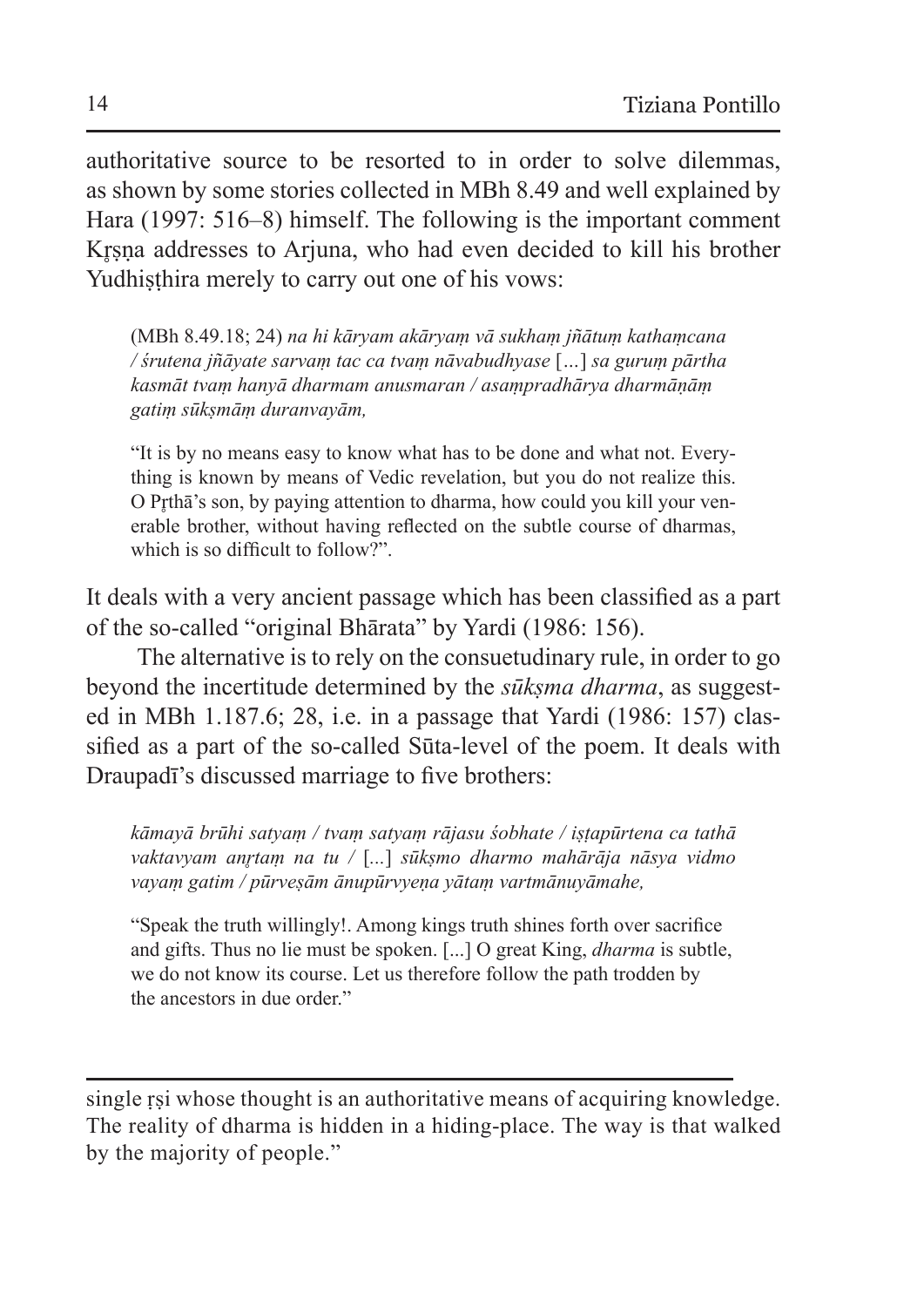authoritative source to be resorted to in order to solve dilemmas, as shown by some stories collected in MBh 8.49 and well explained by Hara (1997: 516–8) himself. The following is the important comment Kṛṣṇa addresses to Arjuna, who had even decided to kill his brother Yudhiṣṭhira merely to carry out one of his vows:

> (MBh 8.49.18; 24) *na hi kāryam akāryaṃ vā sukhaṃ jñātuṃ kathaṃcana / śrutena jñāyate sarvaṃ tac ca tvaṃ nāvabudhyase* [...] *sa guruṃ pārtha kasmāt tvaṃ hanyā dharmam anusmaran / asaṃpradhārya dharmāṇāṃ gatiṃ sūkṣmāṃ duranvayām,*
>
> "It is by no means easy to know what has to be done and what not. Everything is known by means of Vedic revelation, but you do not realize this. O Pṛthā's son, by paying attention to dharma, how could you kill your venerable brother, without having reflected on the subtle course of dharmas, which is so difficult to follow?".

It deals with a very ancient passage which has been classified as a part of the so-called "original Bhārata" by Yardi (1986: 156).

The alternative is to rely on the consuetudinary rule, in order to go beyond the incertitude determined by the *sūkṣma dharma*, as suggested in MBh 1.187.6; 28, i.e. in a passage that Yardi (1986: 157) classified as a part of the so-called Sūta-level of the poem. It deals with Draupadī's discussed marriage to five brothers:

> *kāmayā brūhi satyaṃ / tvaṃ satyaṃ rājasu śobhate / iṣṭapūrtena ca tathā vaktavyam anṛtaṃ na tu /* [...] *sūkṣmo dharmo mahārāja nāsya vidmo vayaṃ gatim / pūrveṣām ānupūrvyeṇa yātaṃ vartmānuyāmahe,*
>
> "Speak the truth willingly!. Among kings truth shines forth over sacrifice and gifts. Thus no lie must be spoken. [...] O great King, *dharma* is subtle, we do not know its course. Let us therefore follow the path trodden by the ancestors in due order."

---

single ṛṣi whose thought is an authoritative means of acquiring knowledge. The reality of dharma is hidden in a hiding-place. The way is that walked by the majority of people."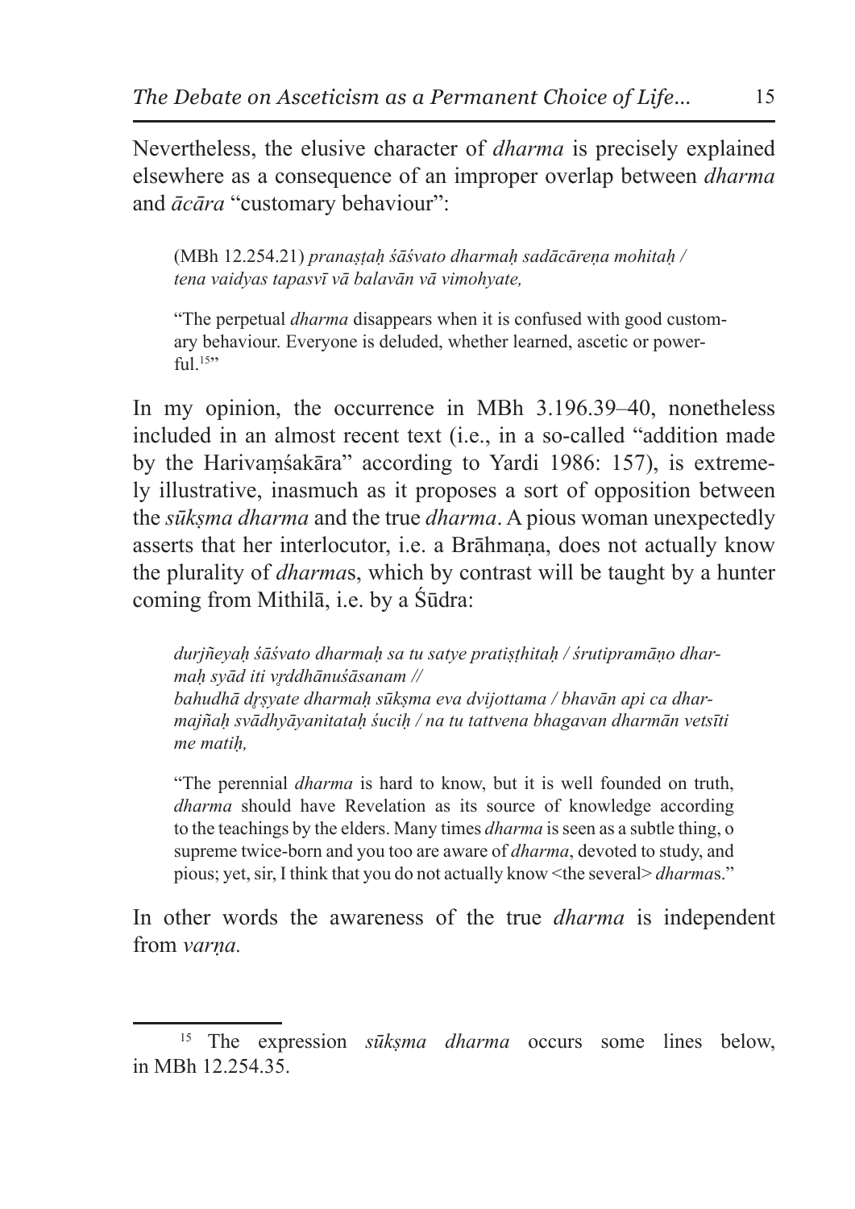Nevertheless, the elusive character of *dharma* is precisely explained elsewhere as a consequence of an improper overlap between *dharma* and *ācāra* "customary behaviour":

> (MBh 12.254.21) *pranaṣṭaḥ śāśvato dharmaḥ sadācāreṇa mohitaḥ / tena vaidyas tapasvī vā balavān vā vimohyate,*
>
> "The perpetual *dharma* disappears when it is confused with good customary behaviour. Everyone is deluded, whether learned, ascetic or powerful.[15]"

In my opinion, the occurrence in MBh 3.196.39–40, nonetheless included in an almost recent text (i.e., in a so-called "addition made by the Harivaṃśakāra" according to Yardi 1986: 157), is extremely illustrative, inasmuch as it proposes a sort of opposition between the *sūkṣma dharma* and the true *dharma*. A pious woman unexpectedly asserts that her interlocutor, i.e. a Brāhmaṇa, does not actually know the plurality of *dharma*s, which by contrast will be taught by a hunter coming from Mithilā, i.e. by a Śūdra:

> *durjñeyaḥ śāśvato dharmaḥ sa tu satye pratiṣṭhitaḥ / śrutipramāṇo dharmaḥ syād iti vṛddhānuśāsanam //*
> *bahudhā dṛṣyate dharmaḥ sūkṣma eva dvijottama / bhavān api ca dharmajñaḥ svādhyāyanitataḥ śuciḥ / na tu tattvena bhagavan dharmān vetsīti me matiḥ,*
>
> "The perennial *dharma* is hard to know, but it is well founded on truth, *dharma* should have Revelation as its source of knowledge according to the teachings by the elders. Many times *dharma* is seen as a subtle thing, o supreme twice-born and you too are aware of *dharma*, devoted to study, and pious; yet, sir, I think that you do not actually know <the several> *dharma*s."

In other words the awareness of the true *dharma* is independent from *varṇa.*

---

[15] The expression *sūkṣma dharma* occurs some lines below, in MBh 12.254.35.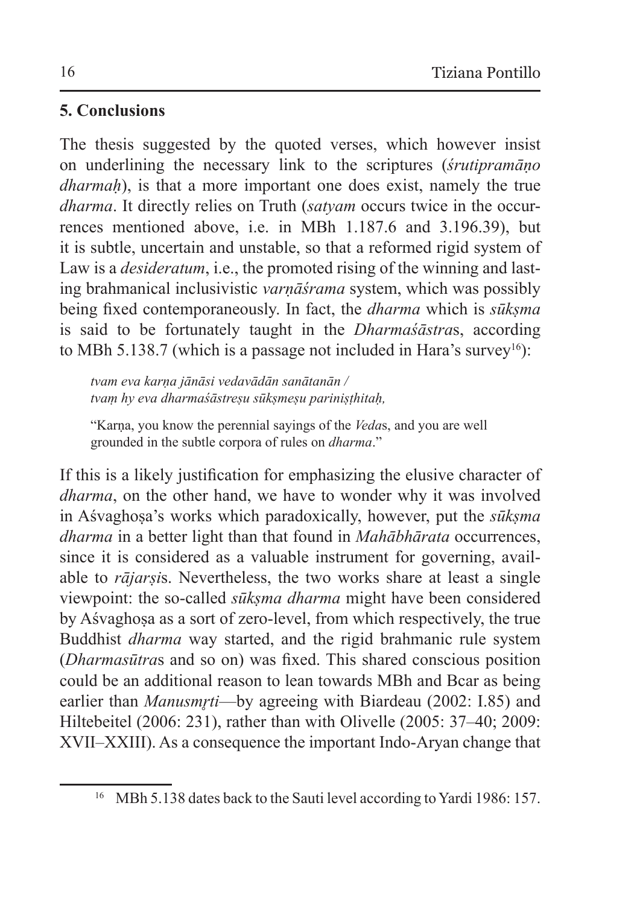## 5. Conclusions

The thesis suggested by the quoted verses, which however insist on underlining the necessary link to the scriptures (*śrutipramāṇo dharmaḥ*), is that a more important one does exist, namely the true *dharma*. It directly relies on Truth (*satyam* occurs twice in the occurrences mentioned above, i.e. in MBh 1.187.6 and 3.196.39), but it is subtle, uncertain and unstable, so that a reformed rigid system of Law is a *desideratum*, i.e., the promoted rising of the winning and lasting brahmanical inclusivistic *varṇāśrama* system, which was possibly being fixed contemporaneously. In fact, the *dharma* which is *sūkṣma* is said to be fortunately taught in the *Dharmaśāstra*s, according to MBh 5.138.7 (which is a passage not included in Hara's survey[16]):

> *tvam eva karṇa jānāsi vedavādān sanātanān /*
> *tvaṃ hy eva dharmaśāstreṣu sūkṣmeṣu pariniṣṭhitaḥ,*
>
> "Karṇa, you know the perennial sayings of the *Veda*s, and you are well grounded in the subtle corpora of rules on *dharma*."

If this is a likely justification for emphasizing the elusive character of *dharma*, on the other hand, we have to wonder why it was involved in Aśvaghoṣa's works which paradoxically, however, put the *sūkṣma dharma* in a better light than that found in *Mahābhārata* occurrences, since it is considered as a valuable instrument for governing, available to *rājarṣi*s. Nevertheless, the two works share at least a single viewpoint: the so-called *sūkṣma dharma* might have been considered by Aśvaghoṣa as a sort of zero-level, from which respectively, the true Buddhist *dharma* way started, and the rigid brahmanic rule system (*Dharmasūtra*s and so on) was fixed. This shared conscious position could be an additional reason to lean towards MBh and Bcar as being earlier than *Manusmṛti*—by agreeing with Biardeau (2002: I.85) and Hiltebeitel (2006: 231), rather than with Olivelle (2005: 37–40; 2009: XVII–XXIII). As a consequence the important Indo-Aryan change that

[16] MBh 5.138 dates back to the Sauti level according to Yardi 1986: 157.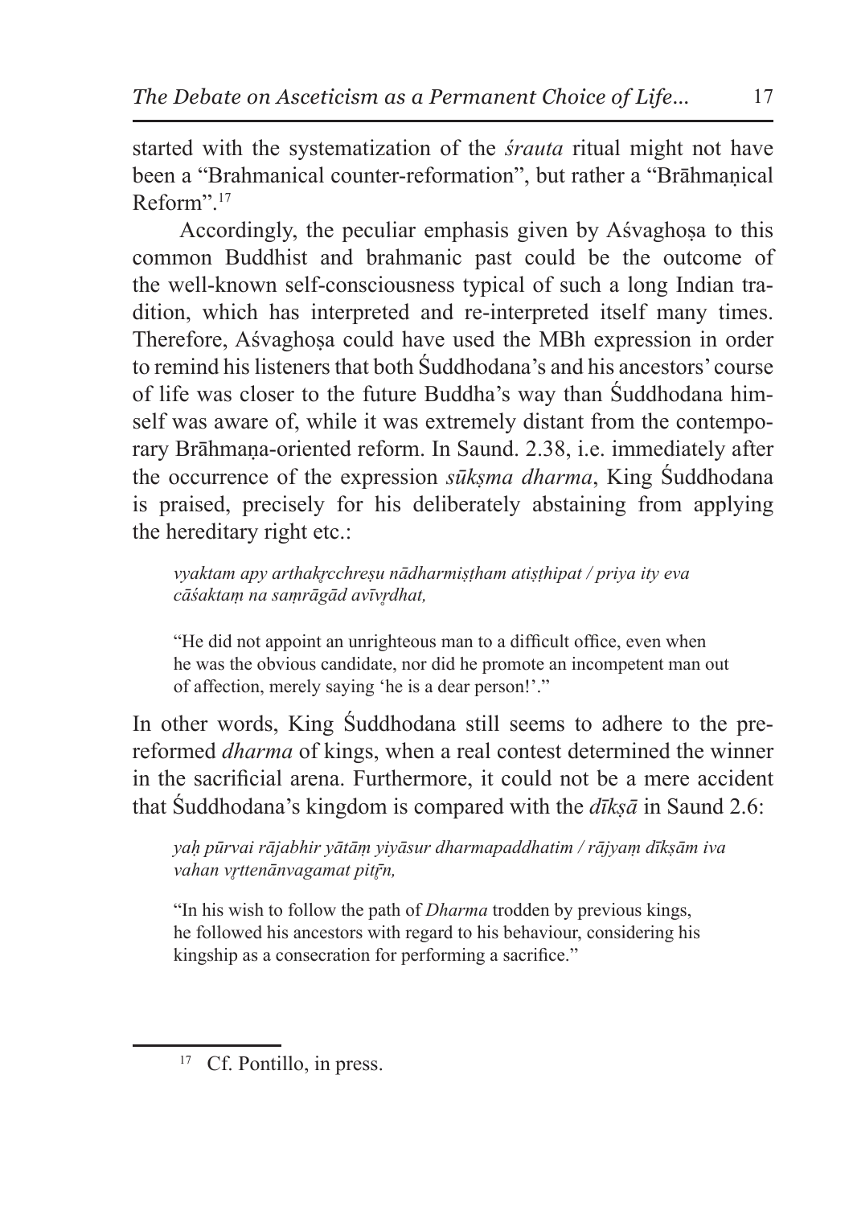started with the systematization of the *śrauta* ritual might not have been a "Brahmanical counter-reformation", but rather a "Brāhmaṇical Reform".[17]

Accordingly, the peculiar emphasis given by Aśvaghoṣa to this common Buddhist and brahmanic past could be the outcome of the well-known self-consciousness typical of such a long Indian tradition, which has interpreted and re-interpreted itself many times. Therefore, Aśvaghoṣa could have used the MBh expression in order to remind his listeners that both Śuddhodana's and his ancestors' course of life was closer to the future Buddha's way than Śuddhodana himself was aware of, while it was extremely distant from the contemporary Brāhmaṇa-oriented reform. In Saund. 2.38, i.e. immediately after the occurrence of the expression *sūkṣma dharma*, King Śuddhodana is praised, precisely for his deliberately abstaining from applying the hereditary right etc.:

> *vyaktam apy arthakṛcchreṣu nādharmiṣṭham atiṣṭhipat / priya ity eva cāśaktaṃ na saṃrāgād avīvṛdhat,*
>
> "He did not appoint an unrighteous man to a difficult office, even when he was the obvious candidate, nor did he promote an incompetent man out of affection, merely saying 'he is a dear person!'."

In other words, King Śuddhodana still seems to adhere to the pre-reformed *dharma* of kings, when a real contest determined the winner in the sacrificial arena. Furthermore, it could not be a mere accident that Śuddhodana's kingdom is compared with the *dīkṣā* in Saund 2.6:

> *yaḥ pūrvai rājabhir yātāṃ yiyāsur dharmapaddhatim / rājyaṃ dīkṣām iva vahan vṛttenānvagamat pitṝn,*
>
> "In his wish to follow the path of *Dharma* trodden by previous kings, he followed his ancestors with regard to his behaviour, considering his kingship as a consecration for performing a sacrifice."

---

[17] Cf. Pontillo, in press.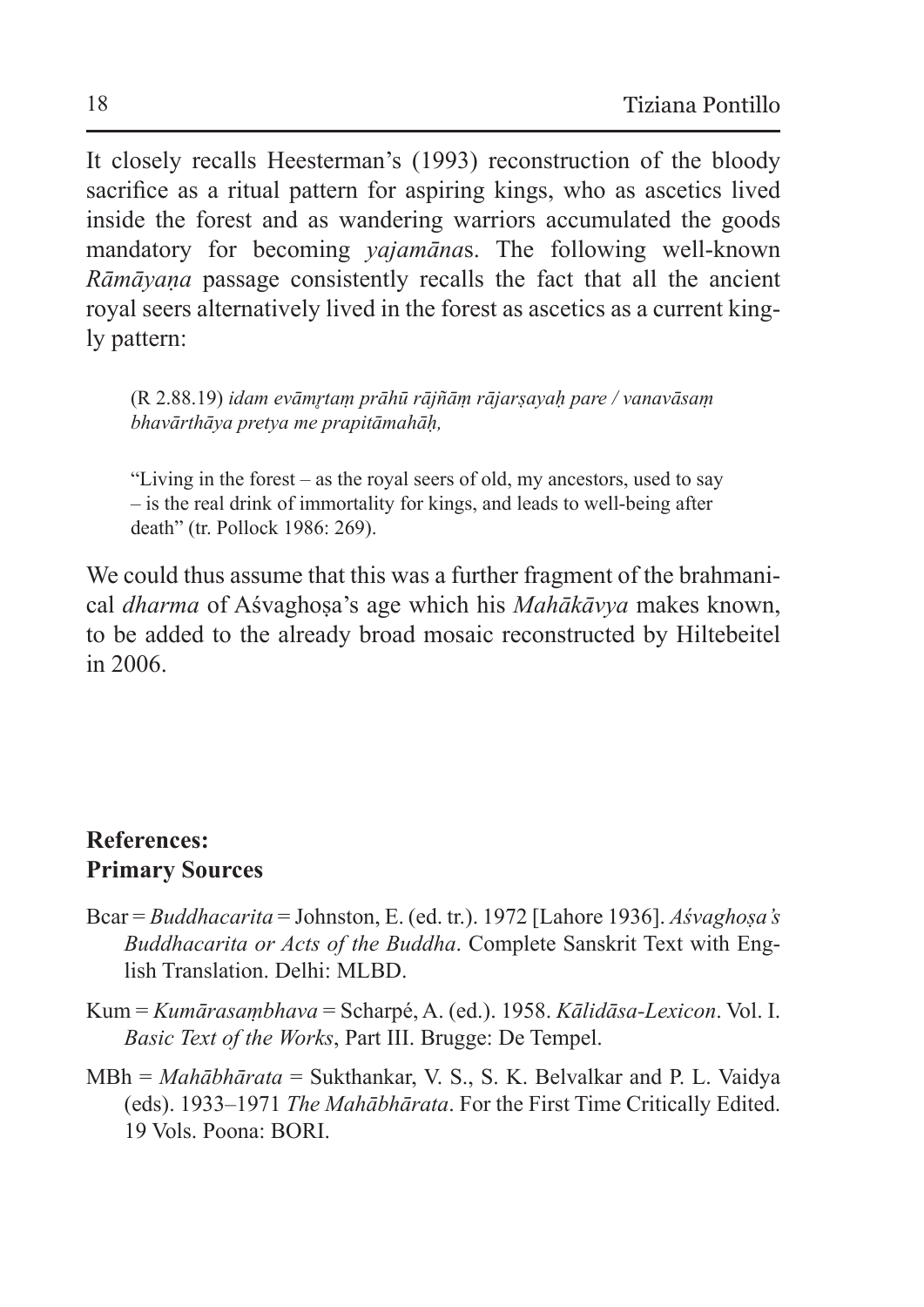It closely recalls Heesterman's (1993) reconstruction of the bloody sacrifice as a ritual pattern for aspiring kings, who as ascetics lived inside the forest and as wandering warriors accumulated the goods mandatory for becoming *yajamāna*s. The following well-known *Rāmāyaṇa* passage consistently recalls the fact that all the ancient royal seers alternatively lived in the forest as ascetics as a current kingly pattern:

> (R 2.88.19) *idam evāmṛtaṃ prāhū rājñāṃ rājarṣayaḥ pare / vanavāsaṃ bhavārthāya pretya me prapitāmahāḥ,*
>
> "Living in the forest – as the royal seers of old, my ancestors, used to say – is the real drink of immortality for kings, and leads to well-being after death" (tr. Pollock 1986: 269).

We could thus assume that this was a further fragment of the brahmanical *dharma* of Aśvaghoṣa's age which his *Mahākāvya* makes known, to be added to the already broad mosaic reconstructed by Hiltebeitel in 2006.

## References:
### Primary Sources

Bcar = *Buddhacarita* = Johnston, E. (ed. tr.). 1972 [Lahore 1936]. *Aśvaghoṣa's Buddhacarita or Acts of the Buddha*. Complete Sanskrit Text with English Translation. Delhi: MLBD.

Kum = *Kumārasaṃbhava* = Scharpé, A. (ed.). 1958. *Kālidāsa-Lexicon*. Vol. I. *Basic Text of the Works*, Part III. Brugge: De Tempel.

MBh = *Mahābhārata* = Sukthankar, V. S., S. K. Belvalkar and P. L. Vaidya (eds). 1933–1971 *The Mahābhārata*. For the First Time Critically Edited. 19 Vols. Poona: BORI.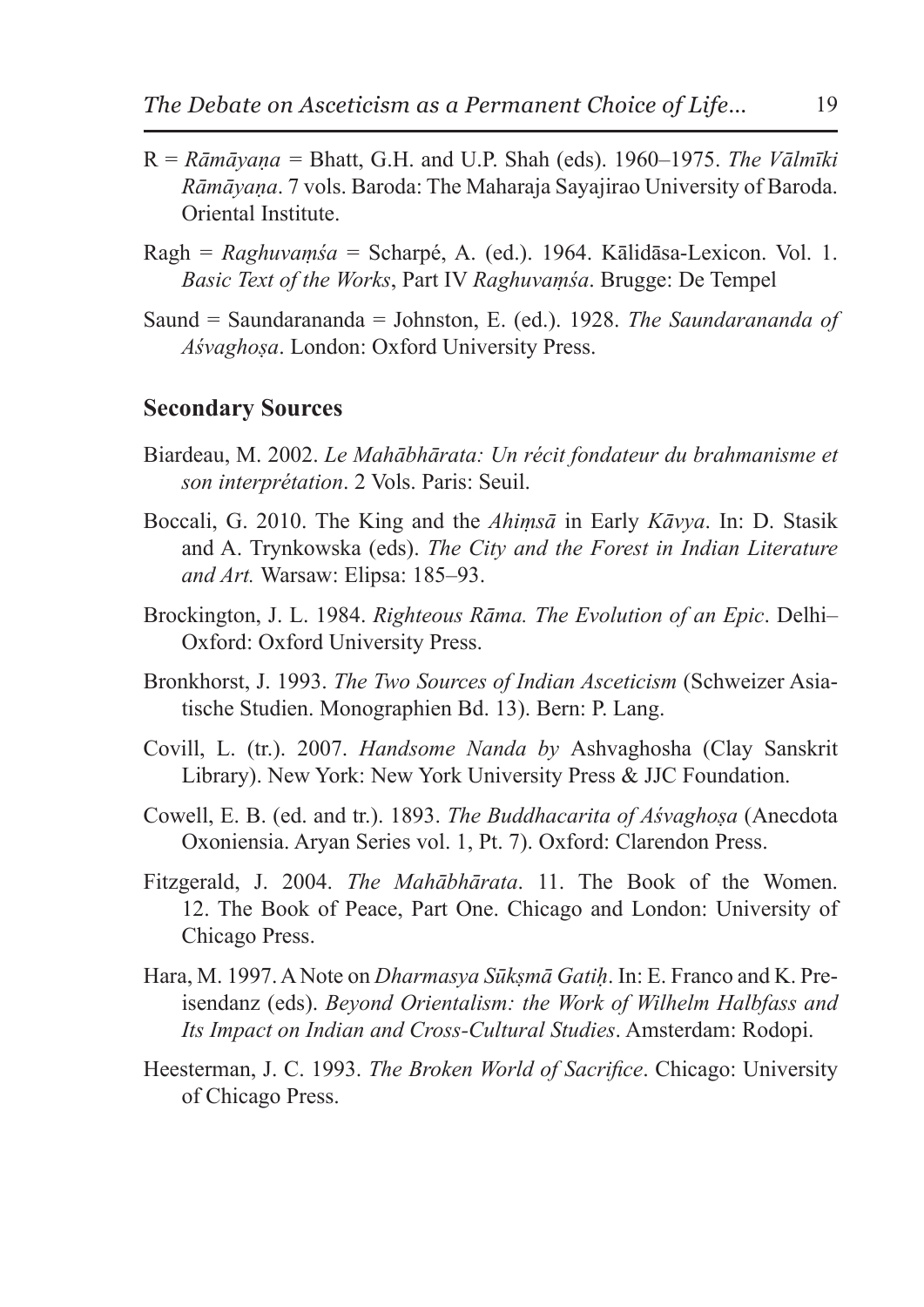R = *Rāmāyaṇa* = Bhatt, G.H. and U.P. Shah (eds). 1960–1975. *The Vālmīki Rāmāyaṇa*. 7 vols. Baroda: The Maharaja Sayajirao University of Baroda. Oriental Institute.

Ragh = *Raghuvaṃśa* = Scharpé, A. (ed.). 1964. Kālidāsa-Lexicon. Vol. 1. *Basic Text of the Works*, Part IV *Raghuvaṃśa*. Brugge: De Tempel

Saund = Saundarananda = Johnston, E. (ed.). 1928. *The Saundarananda of Aśvaghoṣa*. London: Oxford University Press.

## Secondary Sources

Biardeau, M. 2002. *Le Mahābhārata: Un récit fondateur du brahmanisme et son interprétation*. 2 Vols. Paris: Seuil.

Boccali, G. 2010. The King and the *Ahiṃsā* in Early *Kāvya*. In: D. Stasik and A. Trynkowska (eds). *The City and the Forest in Indian Literature and Art.* Warsaw: Elipsa: 185–93.

Brockington, J. L. 1984. *Righteous Rāma. The Evolution of an Epic*. Delhi–Oxford: Oxford University Press.

Bronkhorst, J. 1993. *The Two Sources of Indian Asceticism* (Schweizer Asiatische Studien. Monographien Bd. 13). Bern: P. Lang.

Covill, L. (tr.). 2007. *Handsome Nanda by* Ashvaghosha (Clay Sanskrit Library). New York: New York University Press & JJC Foundation.

Cowell, E. B. (ed. and tr.). 1893. *The Buddhacarita of Aśvaghoṣa* (Anecdota Oxoniensia. Aryan Series vol. 1, Pt. 7). Oxford: Clarendon Press.

Fitzgerald, J. 2004. *The Mahābhārata*. 11. The Book of the Women. 12. The Book of Peace, Part One. Chicago and London: University of Chicago Press.

Hara, M. 1997. A Note on *Dharmasya Sūkṣmā Gatiḥ*. In: E. Franco and K. Preisendanz (eds). *Beyond Orientalism: the Work of Wilhelm Halbfass and Its Impact on Indian and Cross-Cultural Studies*. Amsterdam: Rodopi.

Heesterman, J. C. 1993. *The Broken World of Sacrifice*. Chicago: University of Chicago Press.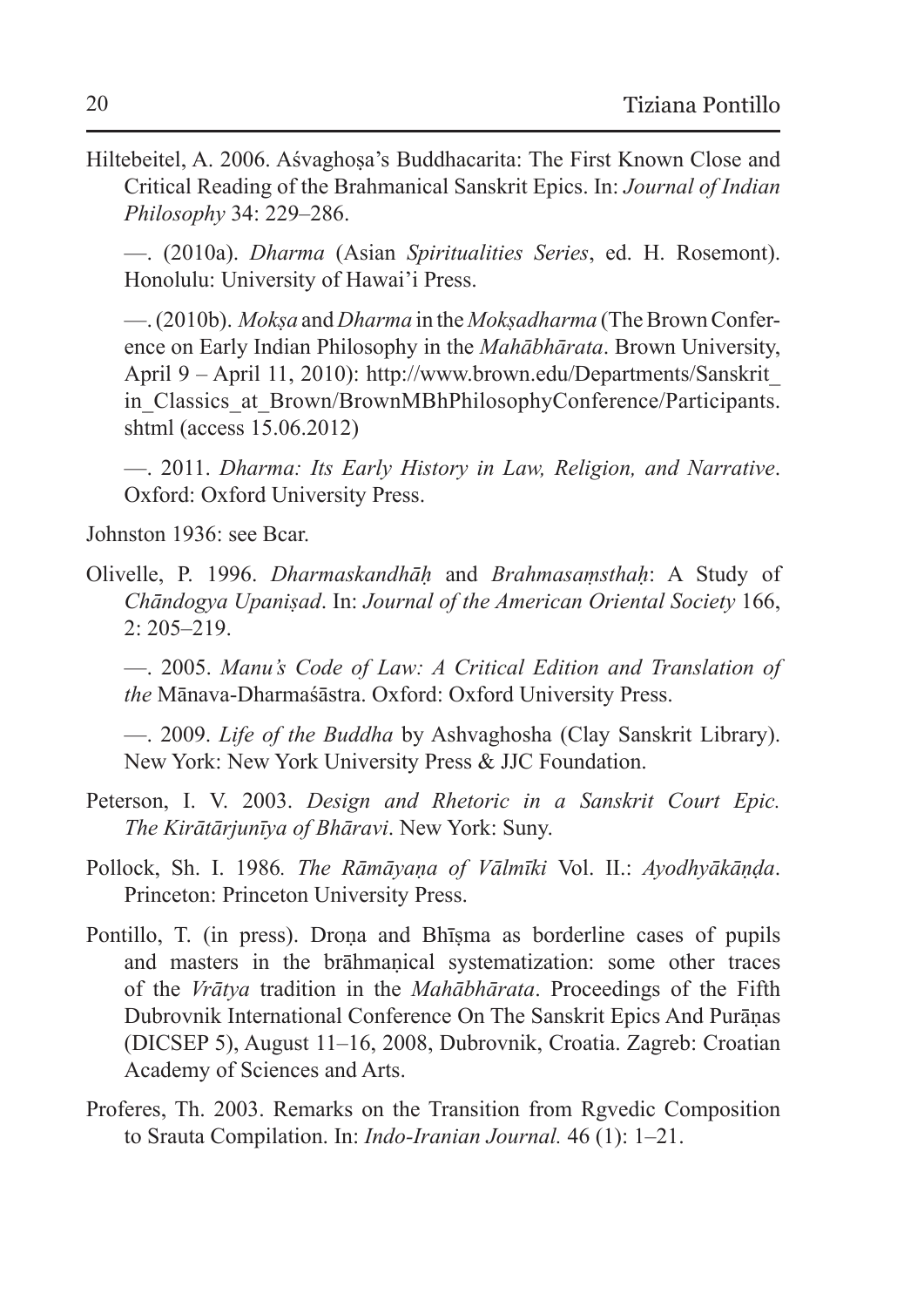Hiltebeitel, A. 2006. Aśvaghoṣa's Buddhacarita: The First Known Close and Critical Reading of the Brahmanical Sanskrit Epics. In: *Journal of Indian Philosophy* 34: 229–286.

—. (2010a). *Dharma* (Asian *Spiritualities Series*, ed. H. Rosemont). Honolulu: University of Hawai'i Press.

—. (2010b). *Mokṣa* and *Dharma* in the *Mokṣadharma* (The Brown Conference on Early Indian Philosophy in the *Mahābhārata*. Brown University, April 9 – April 11, 2010): http://www.brown.edu/Departments/Sanskrit_in_Classics_at_Brown/BrownMBhPhilosophyConference/Participants.shtml (access 15.06.2012)

—. 2011. *Dharma: Its Early History in Law, Religion, and Narrative*. Oxford: Oxford University Press.

Johnston 1936: see Bcar.

Olivelle, P. 1996. *Dharmaskandhāḥ* and *Brahmasaṃsthaḥ*: A Study of *Chāndogya Upaniṣad*. In: *Journal of the American Oriental Society* 166, 2: 205–219.

—. 2005. *Manu's Code of Law: A Critical Edition and Translation of the* Mānava-Dharmaśāstra. Oxford: Oxford University Press.

—. 2009. *Life of the Buddha* by Ashvaghosha (Clay Sanskrit Library). New York: New York University Press & JJC Foundation.

Peterson, I. V. 2003. *Design and Rhetoric in a Sanskrit Court Epic. The Kirātārjunīya of Bhāravi*. New York: Suny.

Pollock, Sh. I. 1986. *The Rāmāyaṇa of Vālmīki* Vol. II.: *Ayodhyākāṇḍa*. Princeton: Princeton University Press.

Pontillo, T. (in press). Droṇa and Bhīṣma as borderline cases of pupils and masters in the brāhmaṇical systematization: some other traces of the *Vrātya* tradition in the *Mahābhārata*. Proceedings of the Fifth Dubrovnik International Conference On The Sanskrit Epics And Purāṇas (DICSEP 5), August 11–16, 2008, Dubrovnik, Croatia. Zagreb: Croatian Academy of Sciences and Arts.

Proferes, Th. 2003. Remarks on the Transition from Rgvedic Composition to Srauta Compilation. In: *Indo-Iranian Journal.* 46 (1): 1–21.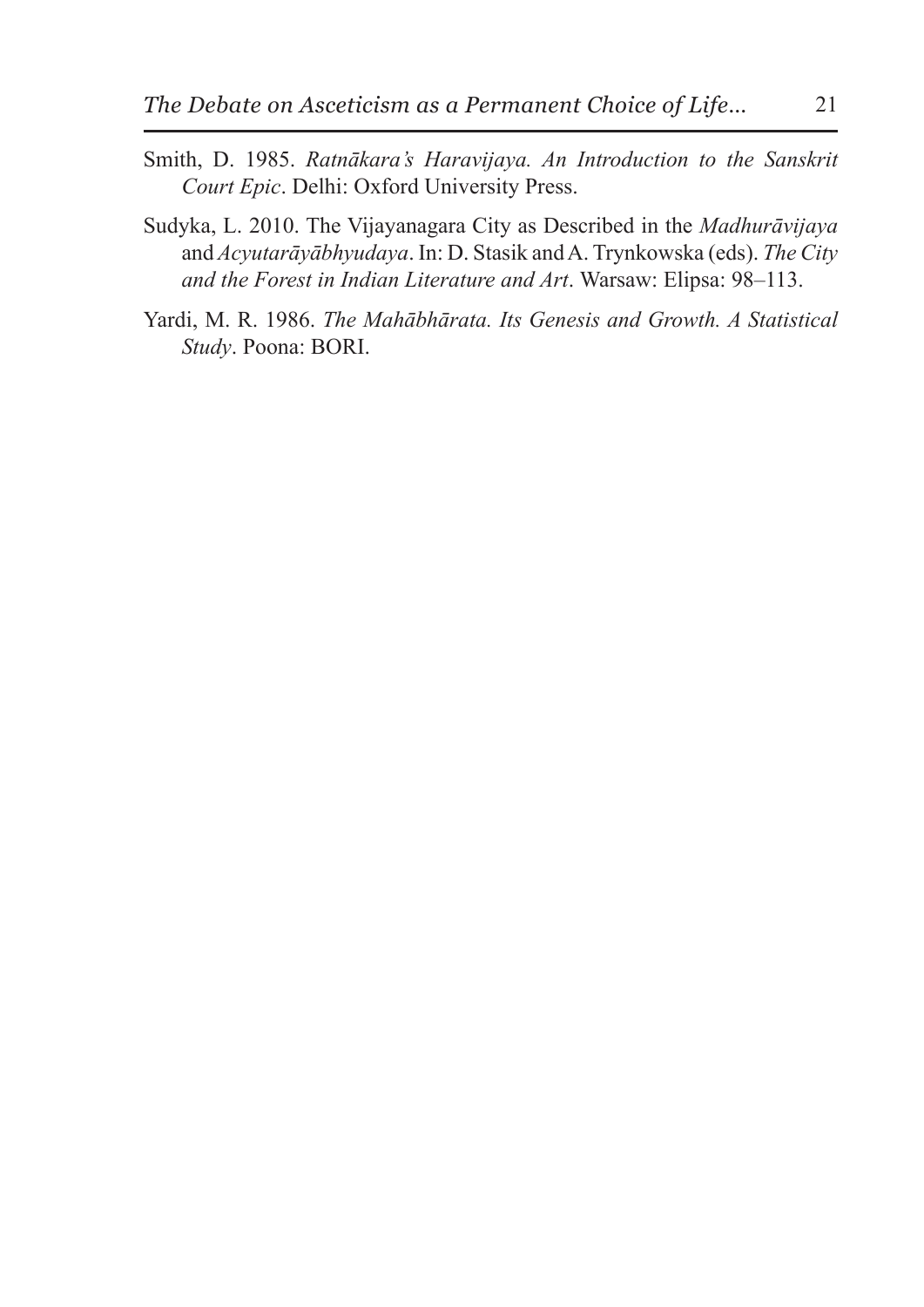Smith, D. 1985. *Ratnākara's Haravijaya. An Introduction to the Sanskrit Court Epic*. Delhi: Oxford University Press.

Sudyka, L. 2010. The Vijayanagara City as Described in the *Madhurāvijaya* and *Acyutarāyābhyudaya*. In: D. Stasik and A. Trynkowska (eds). *The City and the Forest in Indian Literature and Art*. Warsaw: Elipsa: 98–113.

Yardi, M. R. 1986. *The Mahābhārata. Its Genesis and Growth. A Statistical Study*. Poona: BORI.